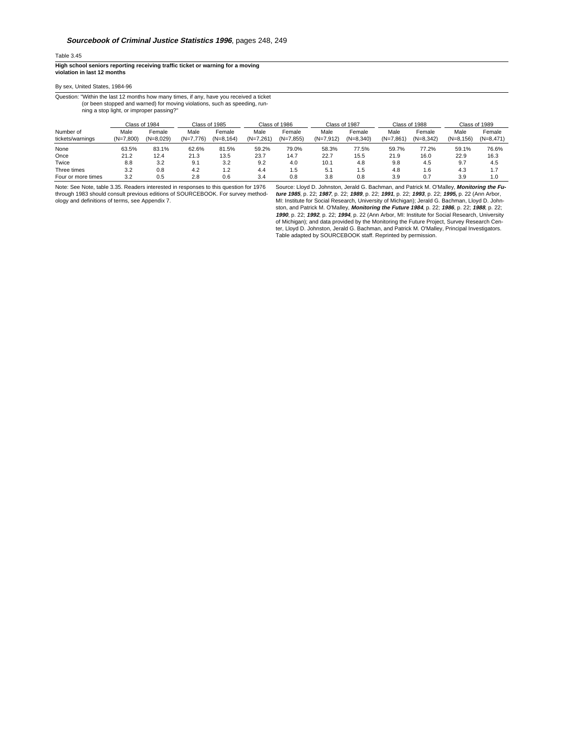***Sourcebook of Criminal Justice Statistics 1996***, pages 248, 249

Table 3.45

**High school seniors reporting receiving traffic ticket or warning for a moving violation in last 12 months**

By sex, United States, 1984-96

Question: "Within the last 12 months how many times, if any, have you received a ticket (or been stopped and warned) for moving violations, such as speeding, running a stop light, or improper passing?"

| Number of tickets/warnings | Class of 1984 | | Class of 1985 | | Class of 1986 | | Class of 1987 | | Class of 1988 | | Class of 1989 | |
|---|---|---|---|---|---|---|---|---|---|---|---|---|
| | Male (N=7,800) | Female (N=8,029) | Male (N=7,776) | Female (N=8,164) | Male (N=7,261) | Female (N=7,855) | Male (N=7,912) | Female (N=8,340) | Male (N=7,861) | Female (N=8,342) | Male (N=8,156) | Female (N=8,471) |
| None | 63.5% | 83.1% | 62.6% | 81.5% | 59.2% | 79.0% | 58.3% | 77.5% | 59.7% | 77.2% | 59.1% | 76.6% |
| Once | 21.2 | 12.4 | 21.3 | 13.5 | 23.7 | 14.7 | 22.7 | 15.5 | 21.9 | 16.0 | 22.9 | 16.3 |
| Twice | 8.8 | 3.2 | 9.1 | 3.2 | 9.2 | 4.0 | 10.1 | 4.8 | 9.8 | 4.5 | 9.7 | 4.5 |
| Three times | 3.2 | 0.8 | 4.2 | 1.2 | 4.4 | 1.5 | 5.1 | 1.5 | 4.8 | 1.6 | 4.3 | 1.7 |
| Four or more times | 3.2 | 0.5 | 2.8 | 0.6 | 3.4 | 0.8 | 3.8 | 0.8 | 3.9 | 0.7 | 3.9 | 1.0 |

Note: See Note, table 3.35. Readers interested in responses to this question for 1976 through 1983 should consult previous editions of SOURCEBOOK. For survey methodology and definitions of terms, see Appendix 7.

Source: Lloyd D. Johnston, Jerald G. Bachman, and Patrick M. O'Malley, ***Monitoring the Future 1985***, p. 22; ***1987***, p. 22; ***1989***, p. 22; ***1991***, p. 22; ***1993***, p. 22; ***1995,*** p. 22 (Ann Arbor, MI: Institute for Social Research, University of Michigan); Jerald G. Bachman, Lloyd D. Johnston, and Patrick M. O'Malley, ***Monitoring the Future 1984***, p. 22; ***1986***, p. 22; ***1988***, p. 22; ***1990***, p. 22; ***1992***, p. 22; ***1994***, p. 22 (Ann Arbor, MI: Institute for Social Research, University of Michigan); and data provided by the Monitoring the Future Project, Survey Research Center, Lloyd D. Johnston, Jerald G. Bachman, and Patrick M. O'Malley, Principal Investigators. Table adapted by SOURCEBOOK staff. Reprinted by permission.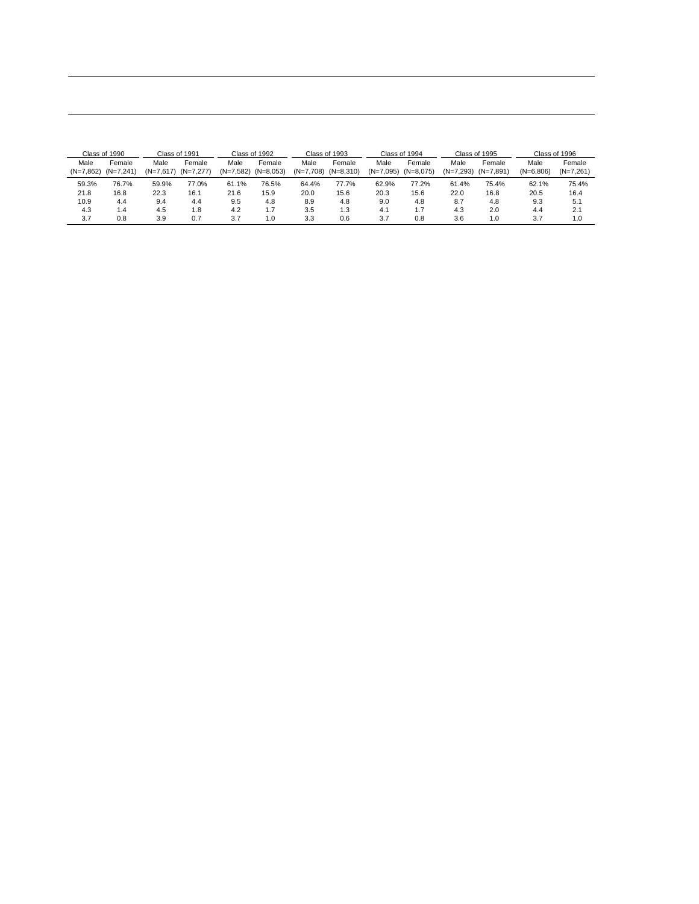| Class of 1990 | | Class of 1991 | | Class of 1992 | | Class of 1993 | | Class of 1994 | | Class of 1995 | | Class of 1996 | |
|---|---|---|---|---|---|---|---|---|---|---|---|---|---|
| Male (N=7,862) | Female (N=7,241) | Male (N=7,617) | Female (N=7,277) | Male (N=7,582) | Female (N=8,053) | Male (N=7,708) | Female (N=8,310) | Male (N=7,095) | Female (N=8,075) | Male (N=7,293) | Female (N=7,891) | Male (N=6,806) | Female (N=7,261) |
| 59.3% | 76.7% | 59.9% | 77.0% | 61.1% | 76.5% | 64.4% | 77.7% | 62.9% | 77.2% | 61.4% | 75.4% | 62.1% | 75.4% |
| 21.8 | 16.8 | 22.3 | 16.1 | 21.6 | 15.9 | 20.0 | 15.6 | 20.3 | 15.6 | 22.0 | 16.8 | 20.5 | 16.4 |
| 10.9 | 4.4 | 9.4 | 4.4 | 9.5 | 4.8 | 8.9 | 4.8 | 9.0 | 4.8 | 8.7 | 4.8 | 9.3 | 5.1 |
| 4.3 | 1.4 | 4.5 | 1.8 | 4.2 | 1.7 | 3.5 | 1.3 | 4.1 | 1.7 | 4.3 | 2.0 | 4.4 | 2.1 |
| 3.7 | 0.8 | 3.9 | 0.7 | 3.7 | 1.0 | 3.3 | 0.6 | 3.7 | 0.8 | 3.6 | 1.0 | 3.7 | 1.0 |